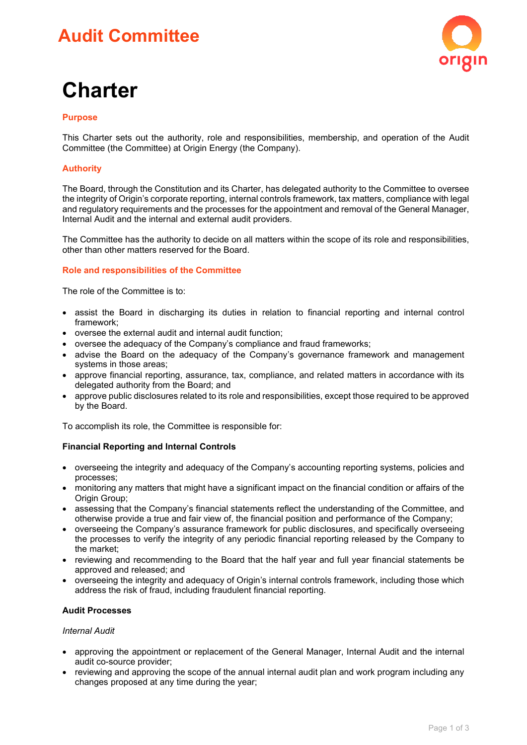# Audit Committee

# Charter

## Purpose

This Charter sets out the authority, role and responsibilities, membership, and operation of the Audit Committee (the Committee) at Origin Energy (the Company).

## Authority

The Board, through the Constitution and its Charter, has delegated authority to the Committee to oversee the integrity of Origin's corporate reporting, internal controls framework, tax matters, compliance with legal and regulatory requirements and the processes for the appointment and removal of the General Manager, Internal Audit and the internal and external audit providers.

The Committee has the authority to decide on all matters within the scope of its role and responsibilities, other than other matters reserved for the Board.

## Role and responsibilities of the Committee

The role of the Committee is to:

- assist the Board in discharging its duties in relation to financial reporting and internal control framework;
- oversee the external audit and internal audit function;
- oversee the adequacy of the Company's compliance and fraud frameworks;
- advise the Board on the adequacy of the Company's governance framework and management systems in those areas;
- approve financial reporting, assurance, tax, compliance, and related matters in accordance with its delegated authority from the Board; and
- approve public disclosures related to its role and responsibilities, except those required to be approved by the Board.

To accomplish its role, the Committee is responsible for:

### Financial Reporting and Internal Controls

- overseeing the integrity and adequacy of the Company's accounting reporting systems, policies and processes;
- monitoring any matters that might have a significant impact on the financial condition or affairs of the Origin Group;
- assessing that the Company's financial statements reflect the understanding of the Committee, and otherwise provide a true and fair view of, the financial position and performance of the Company;
- overseeing the Company's assurance framework for public disclosures, and specifically overseeing the processes to verify the integrity of any periodic financial reporting released by the Company to the market;
- reviewing and recommending to the Board that the half year and full year financial statements be approved and released; and
- overseeing the integrity and adequacy of Origin's internal controls framework, including those which address the risk of fraud, including fraudulent financial reporting.

### Audit Processes

*Internal Audit*

- approving the appointment or replacement of the General Manager, Internal Audit and the internal audit co-source provider;
- reviewing and approving the scope of the annual internal audit plan and work program including any changes proposed at any time during the year;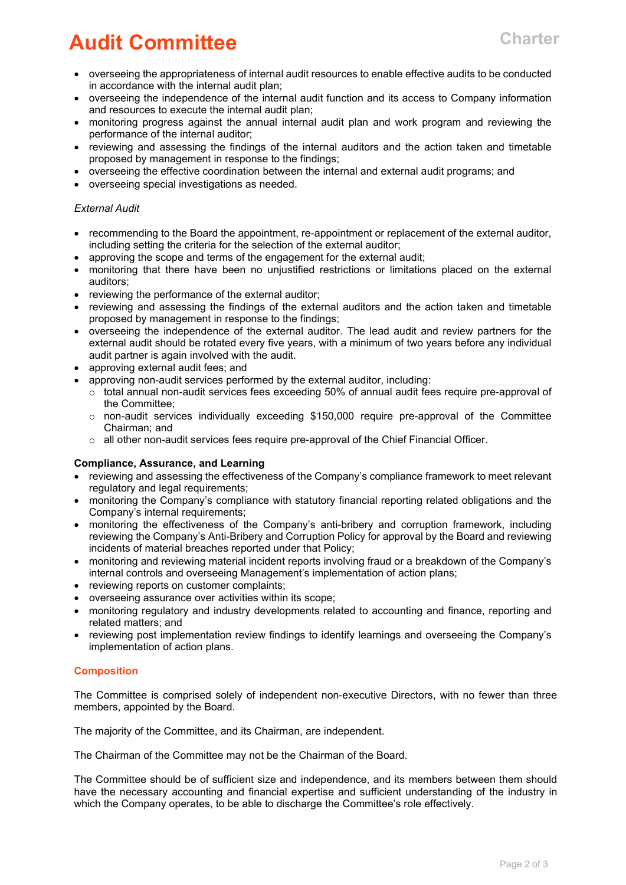- overseeing the appropriateness of internal audit resources to enable effective audits to be conducted in accordance with the internal audit plan;
- overseeing the independence of the internal audit function and its access to Company information and resources to execute the internal audit plan;
- monitoring progress against the annual internal audit plan and work program and reviewing the performance of the internal auditor;
- reviewing and assessing the findings of the internal auditors and the action taken and timetable proposed by management in response to the findings;
- overseeing the effective coordination between the internal and external audit programs; and
- overseeing special investigations as needed.

*External Audit*

- recommending to the Board the appointment, re-appointment or replacement of the external auditor, including setting the criteria for the selection of the external auditor;
- approving the scope and terms of the engagement for the external audit;
- monitoring that there have been no unjustified restrictions or limitations placed on the external auditors;
- reviewing the performance of the external auditor;
- reviewing and assessing the findings of the external auditors and the action taken and timetable proposed by management in response to the findings;
- overseeing the independence of the external auditor. The lead audit and review partners for the external audit should be rotated every five years, with a minimum of two years before any individual audit partner is again involved with the audit.
- approving external audit fees; and
- approving non-audit services performed by the external auditor, including:
  - total annual non-audit services fees exceeding 50% of annual audit fees require pre-approval of the Committee;
  - non-audit services individually exceeding $150,000 require pre-approval of the Committee Chairman; and
  - all other non-audit services fees require pre-approval of the Chief Financial Officer.

**Compliance, Assurance, and Learning**

- reviewing and assessing the effectiveness of the Company's compliance framework to meet relevant regulatory and legal requirements;
- monitoring the Company's compliance with statutory financial reporting related obligations and the Company's internal requirements;
- monitoring the effectiveness of the Company's anti-bribery and corruption framework, including reviewing the Company's Anti-Bribery and Corruption Policy for approval by the Board and reviewing incidents of material breaches reported under that Policy;
- monitoring and reviewing material incident reports involving fraud or a breakdown of the Company's internal controls and overseeing Management's implementation of action plans;
- reviewing reports on customer complaints;
- overseeing assurance over activities within its scope;
- monitoring regulatory and industry developments related to accounting and finance, reporting and related matters; and
- reviewing post implementation review findings to identify learnings and overseeing the Company's implementation of action plans.

## Composition

The Committee is comprised solely of independent non-executive Directors, with no fewer than three members, appointed by the Board.

The majority of the Committee, and its Chairman, are independent.

The Chairman of the Committee may not be the Chairman of the Board.

The Committee should be of sufficient size and independence, and its members between them should have the necessary accounting and financial expertise and sufficient understanding of the industry in which the Company operates, to be able to discharge the Committee's role effectively.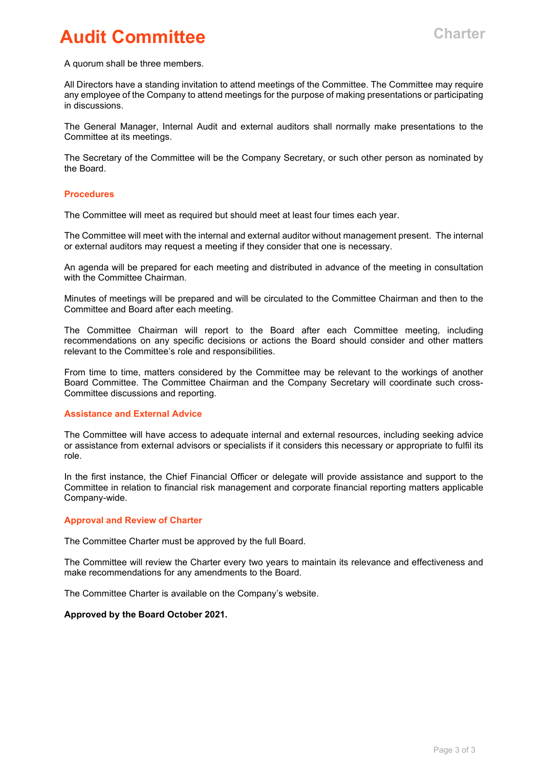A quorum shall be three members.

All Directors have a standing invitation to attend meetings of the Committee. The Committee may require any employee of the Company to attend meetings for the purpose of making presentations or participating in discussions.

The General Manager, Internal Audit and external auditors shall normally make presentations to the Committee at its meetings.

The Secretary of the Committee will be the Company Secretary, or such other person as nominated by the Board.

## Procedures

The Committee will meet as required but should meet at least four times each year.

The Committee will meet with the internal and external auditor without management present. The internal or external auditors may request a meeting if they consider that one is necessary.

An agenda will be prepared for each meeting and distributed in advance of the meeting in consultation with the Committee Chairman.

Minutes of meetings will be prepared and will be circulated to the Committee Chairman and then to the Committee and Board after each meeting.

The Committee Chairman will report to the Board after each Committee meeting, including recommendations on any specific decisions or actions the Board should consider and other matters relevant to the Committee's role and responsibilities.

From time to time, matters considered by the Committee may be relevant to the workings of another Board Committee. The Committee Chairman and the Company Secretary will coordinate such cross-Committee discussions and reporting.

## Assistance and External Advice

The Committee will have access to adequate internal and external resources, including seeking advice or assistance from external advisors or specialists if it considers this necessary or appropriate to fulfil its role.

In the first instance, the Chief Financial Officer or delegate will provide assistance and support to the Committee in relation to financial risk management and corporate financial reporting matters applicable Company-wide.

## Approval and Review of Charter

The Committee Charter must be approved by the full Board.

The Committee will review the Charter every two years to maintain its relevance and effectiveness and make recommendations for any amendments to the Board.

The Committee Charter is available on the Company's website.

**Approved by the Board October 2021.**